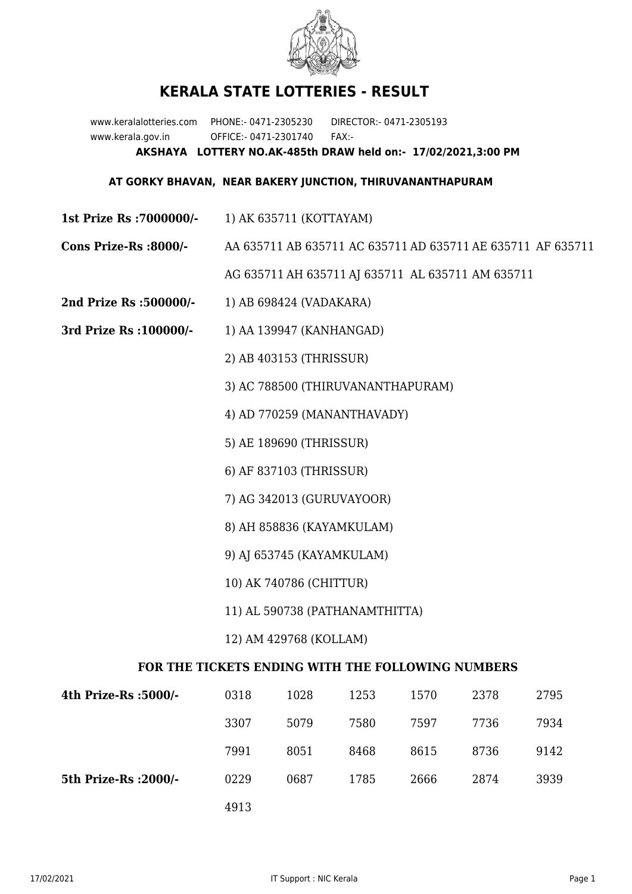# KERALA STATE LOTTERIES - RESULT

www.keralalotteries.com PHONE:- 0471-2305230 DIRECTOR:- 0471-2305193
www.kerala.gov.in OFFICE:- 0471-2301740 FAX:-

**AKSHAYA LOTTERY NO.AK-485th DRAW held on:- 17/02/2021,3:00 PM**

**AT GORKY BHAVAN, NEAR BAKERY JUNCTION, THIRUVANANTHAPURAM**

**1st Prize Rs :7000000/-** 1) AK 635711 (KOTTAYAM)

**Cons Prize-Rs :8000/-** AA 635711 AB 635711 AC 635711 AD 635711 AE 635711 AF 635711 AG 635711 AH 635711 AJ 635711 AL 635711 AM 635711

**2nd Prize Rs :500000/-** 1) AB 698424 (VADAKARA)

**3rd Prize Rs :100000/-**

1) AA 139947 (KANHANGAD)
2) AB 403153 (THRISSUR)
3) AC 788500 (THIRUVANANTHAPURAM)
4) AD 770259 (MANANTHAVADY)
5) AE 189690 (THRISSUR)
6) AF 837103 (THRISSUR)
7) AG 342013 (GURUVAYOOR)
8) AH 858836 (KAYAMKULAM)
9) AJ 653745 (KAYAMKULAM)
10) AK 740786 (CHITTUR)
11) AL 590738 (PATHANAMTHITTA)
12) AM 429768 (KOLLAM)

**FOR THE TICKETS ENDING WITH THE FOLLOWING NUMBERS**

| | | | | | | |
|---|---|---|---|---|---|---|
| **4th Prize-Rs :5000/-** | 0318 | 1028 | 1253 | 1570 | 2378 | 2795 |
| | 3307 | 5079 | 7580 | 7597 | 7736 | 7934 |
| | 7991 | 8051 | 8468 | 8615 | 8736 | 9142 |
| **5th Prize-Rs :2000/-** | 0229 | 0687 | 1785 | 2666 | 2874 | 3939 |
| | 4913 | | | | | |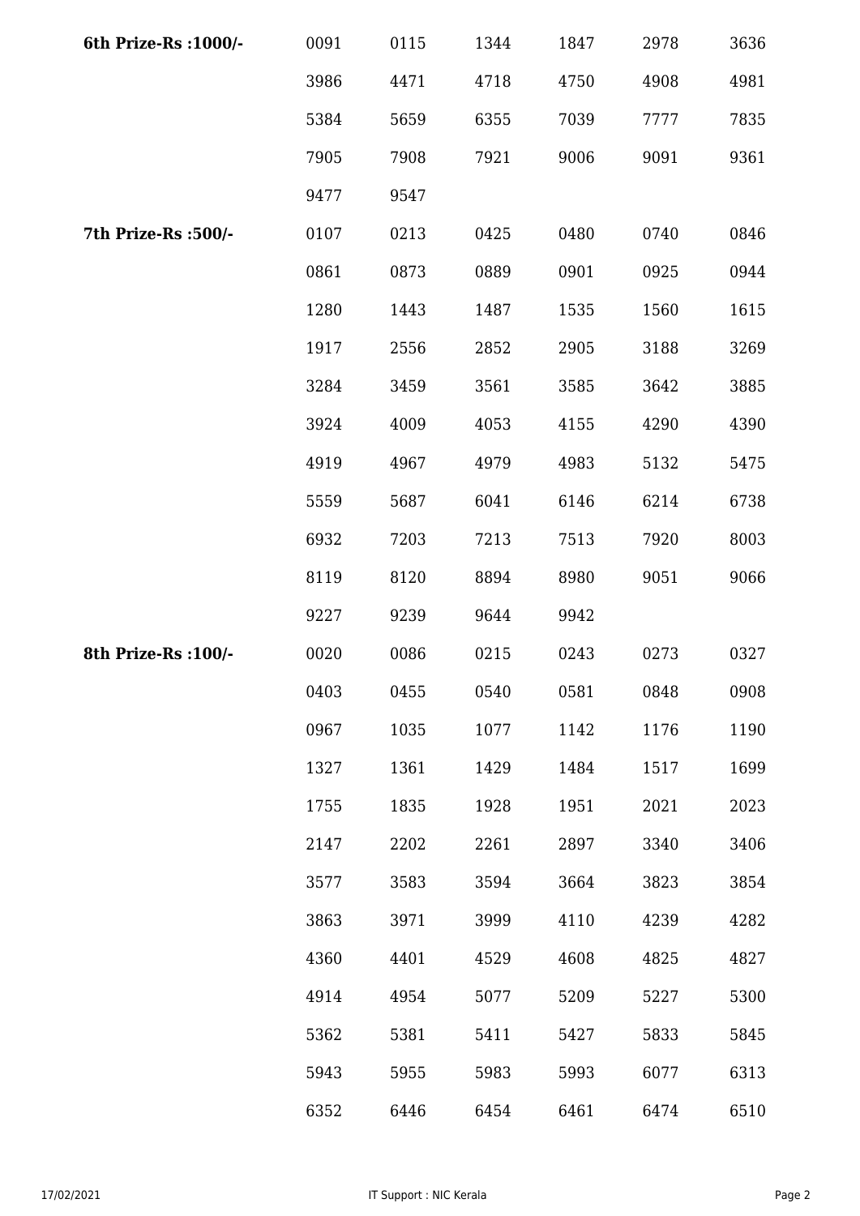| | | | | | | |
|---|---|---|---|---|---|---|
| **6th Prize-Rs :1000/-** | 0091 | 0115 | 1344 | 1847 | 2978 | 3636 |
| | 3986 | 4471 | 4718 | 4750 | 4908 | 4981 |
| | 5384 | 5659 | 6355 | 7039 | 7777 | 7835 |
| | 7905 | 7908 | 7921 | 9006 | 9091 | 9361 |
| | 9477 | 9547 | | | | |
| **7th Prize-Rs :500/-** | 0107 | 0213 | 0425 | 0480 | 0740 | 0846 |
| | 0861 | 0873 | 0889 | 0901 | 0925 | 0944 |
| | 1280 | 1443 | 1487 | 1535 | 1560 | 1615 |
| | 1917 | 2556 | 2852 | 2905 | 3188 | 3269 |
| | 3284 | 3459 | 3561 | 3585 | 3642 | 3885 |
| | 3924 | 4009 | 4053 | 4155 | 4290 | 4390 |
| | 4919 | 4967 | 4979 | 4983 | 5132 | 5475 |
| | 5559 | 5687 | 6041 | 6146 | 6214 | 6738 |
| | 6932 | 7203 | 7213 | 7513 | 7920 | 8003 |
| | 8119 | 8120 | 8894 | 8980 | 9051 | 9066 |
| | 9227 | 9239 | 9644 | 9942 | | |
| **8th Prize-Rs :100/-** | 0020 | 0086 | 0215 | 0243 | 0273 | 0327 |
| | 0403 | 0455 | 0540 | 0581 | 0848 | 0908 |
| | 0967 | 1035 | 1077 | 1142 | 1176 | 1190 |
| | 1327 | 1361 | 1429 | 1484 | 1517 | 1699 |
| | 1755 | 1835 | 1928 | 1951 | 2021 | 2023 |
| | 2147 | 2202 | 2261 | 2897 | 3340 | 3406 |
| | 3577 | 3583 | 3594 | 3664 | 3823 | 3854 |
| | 3863 | 3971 | 3999 | 4110 | 4239 | 4282 |
| | 4360 | 4401 | 4529 | 4608 | 4825 | 4827 |
| | 4914 | 4954 | 5077 | 5209 | 5227 | 5300 |
| | 5362 | 5381 | 5411 | 5427 | 5833 | 5845 |
| | 5943 | 5955 | 5983 | 5993 | 6077 | 6313 |
| | 6352 | 6446 | 6454 | 6461 | 6474 | 6510 |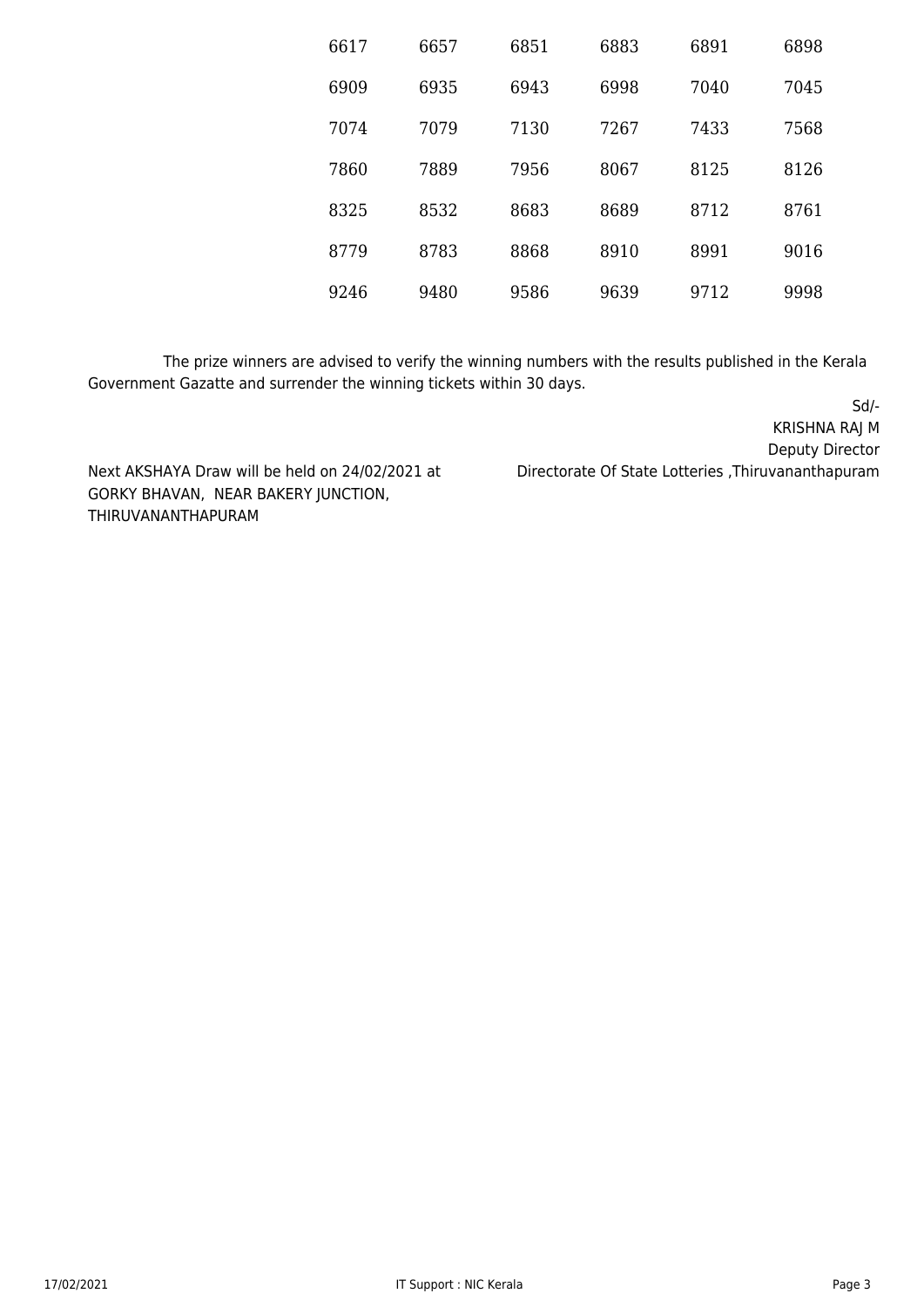| | | | | | |
|---|---|---|---|---|---|
| 6617 | 6657 | 6851 | 6883 | 6891 | 6898 |
| 6909 | 6935 | 6943 | 6998 | 7040 | 7045 |
| 7074 | 7079 | 7130 | 7267 | 7433 | 7568 |
| 7860 | 7889 | 7956 | 8067 | 8125 | 8126 |
| 8325 | 8532 | 8683 | 8689 | 8712 | 8761 |
| 8779 | 8783 | 8868 | 8910 | 8991 | 9016 |
| 9246 | 9480 | 9586 | 9639 | 9712 | 9998 |

The prize winners are advised to verify the winning numbers with the results published in the Kerala Government Gazatte and surrender the winning tickets within 30 days.

Sd/-
KRISHNA RAJ M
Deputy Director
Directorate Of State Lotteries ,Thiruvananthapuram

Next AKSHAYA Draw will be held on 24/02/2021 at GORKY BHAVAN, NEAR BAKERY JUNCTION, THIRUVANANTHAPURAM